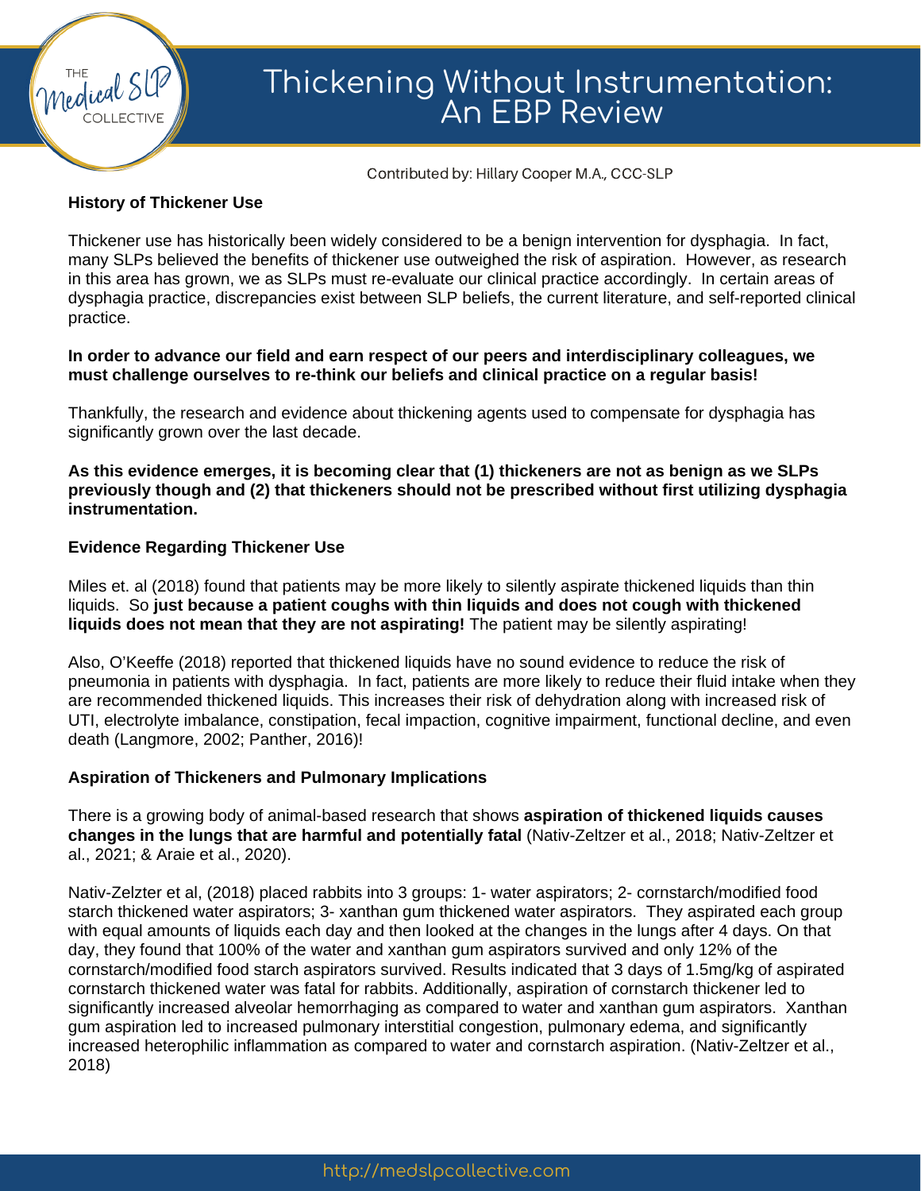# Thickening Without Instrumentation: An EBP Review

Contributed by: Hillary Cooper M.A., CCC-SLP

**History of Thickener Use**

Thickener use has historically been widely considered to be a benign intervention for dysphagia. In fact, many SLPs believed the benefits of thickener use outweighed the risk of aspiration. However, as research in this area has grown, we as SLPs must re-evaluate our clinical practice accordingly. In certain areas of dysphagia practice, discrepancies exist between SLP beliefs, the current literature, and self-reported clinical practice.

**In order to advance our field and earn respect of our peers and interdisciplinary colleagues, we must challenge ourselves to re-think our beliefs and clinical practice on a regular basis!**

Thankfully, the research and evidence about thickening agents used to compensate for dysphagia has significantly grown over the last decade.

**As this evidence emerges, it is becoming clear that (1) thickeners are not as benign as we SLPs previously though and (2) that thickeners should not be prescribed without first utilizing dysphagia instrumentation.**

**Evidence Regarding Thickener Use**

Miles et. al (2018) found that patients may be more likely to silently aspirate thickened liquids than thin liquids. So **just because a patient coughs with thin liquids and does not cough with thickened liquids does not mean that they are not aspirating!** The patient may be silently aspirating!

Also, O'Keeffe (2018) reported that thickened liquids have no sound evidence to reduce the risk of pneumonia in patients with dysphagia. In fact, patients are more likely to reduce their fluid intake when they are recommended thickened liquids. This increases their risk of dehydration along with increased risk of UTI, electrolyte imbalance, constipation, fecal impaction, cognitive impairment, functional decline, and even death (Langmore, 2002; Panther, 2016)!

**Aspiration of Thickeners and Pulmonary Implications**

There is a growing body of animal-based research that shows **aspiration of thickened liquids causes changes in the lungs that are harmful and potentially fatal** (Nativ-Zeltzer et al., 2018; Nativ-Zeltzer et al., 2021; & Araie et al., 2020).

Nativ-Zelzter et al, (2018) placed rabbits into 3 groups: 1- water aspirators; 2- cornstarch/modified food starch thickened water aspirators; 3- xanthan gum thickened water aspirators. They aspirated each group with equal amounts of liquids each day and then looked at the changes in the lungs after 4 days. On that day, they found that 100% of the water and xanthan gum aspirators survived and only 12% of the cornstarch/modified food starch aspirators survived. Results indicated that 3 days of 1.5mg/kg of aspirated cornstarch thickened water was fatal for rabbits. Additionally, aspiration of cornstarch thickener led to significantly increased alveolar hemorrhaging as compared to water and xanthan gum aspirators. Xanthan gum aspiration led to increased pulmonary interstitial congestion, pulmonary edema, and significantly increased heterophilic inflammation as compared to water and cornstarch aspiration. (Nativ-Zeltzer et al., 2018)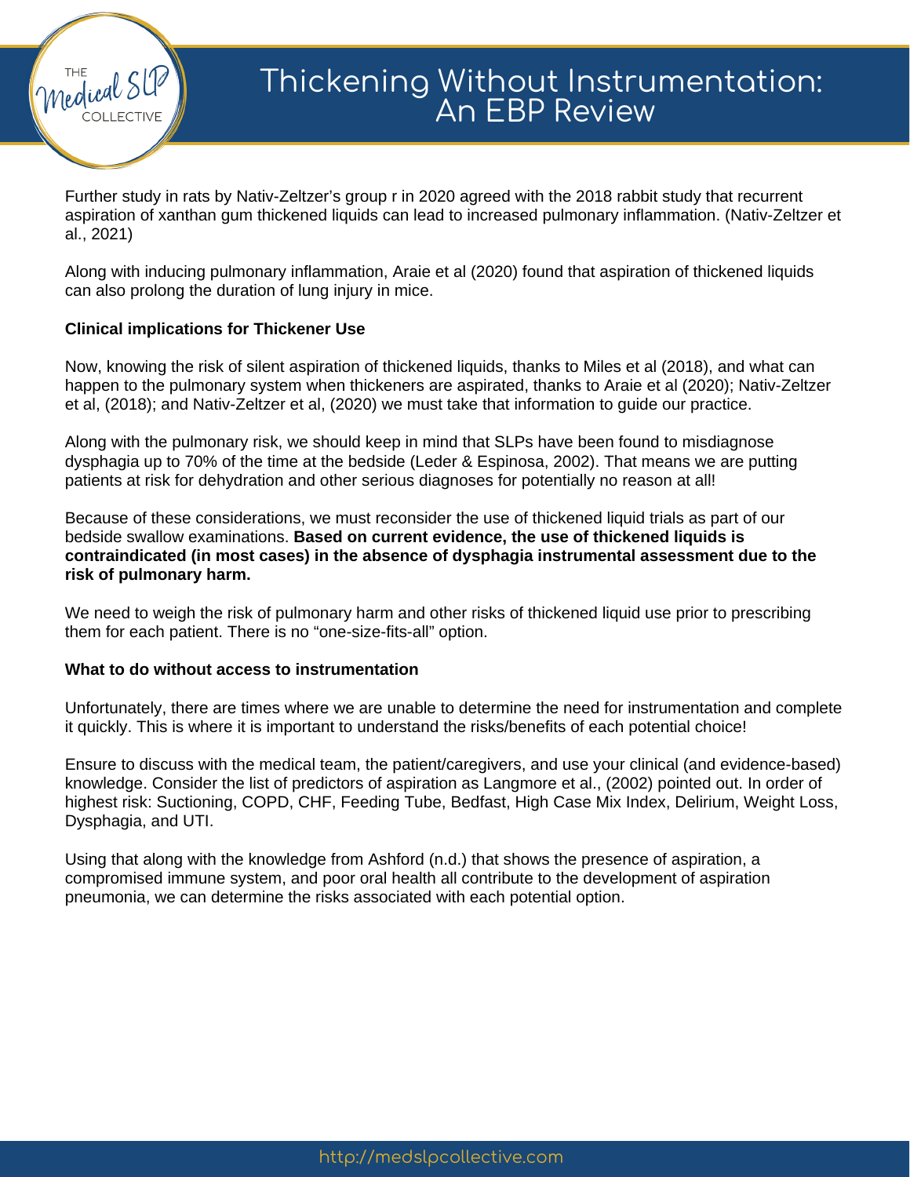Further study in rats by Nativ-Zeltzer's group r in 2020 agreed with the 2018 rabbit study that recurrent aspiration of xanthan gum thickened liquids can lead to increased pulmonary inflammation. (Nativ-Zeltzer et al., 2021)

Along with inducing pulmonary inflammation, Araie et al (2020) found that aspiration of thickened liquids can also prolong the duration of lung injury in mice.

**Clinical implications for Thickener Use**

Now, knowing the risk of silent aspiration of thickened liquids, thanks to Miles et al (2018), and what can happen to the pulmonary system when thickeners are aspirated, thanks to Araie et al (2020); Nativ-Zeltzer et al, (2018); and Nativ-Zeltzer et al, (2020) we must take that information to guide our practice.

Along with the pulmonary risk, we should keep in mind that SLPs have been found to misdiagnose dysphagia up to 70% of the time at the bedside (Leder & Espinosa, 2002). That means we are putting patients at risk for dehydration and other serious diagnoses for potentially no reason at all!

Because of these considerations, we must reconsider the use of thickened liquid trials as part of our bedside swallow examinations. **Based on current evidence, the use of thickened liquids is contraindicated (in most cases) in the absence of dysphagia instrumental assessment due to the risk of pulmonary harm.**

We need to weigh the risk of pulmonary harm and other risks of thickened liquid use prior to prescribing them for each patient. There is no "one-size-fits-all" option.

**What to do without access to instrumentation**

Unfortunately, there are times where we are unable to determine the need for instrumentation and complete it quickly. This is where it is important to understand the risks/benefits of each potential choice!

Ensure to discuss with the medical team, the patient/caregivers, and use your clinical (and evidence-based) knowledge. Consider the list of predictors of aspiration as Langmore et al., (2002) pointed out. In order of highest risk: Suctioning, COPD, CHF, Feeding Tube, Bedfast, High Case Mix Index, Delirium, Weight Loss, Dysphagia, and UTI.

Using that along with the knowledge from Ashford (n.d.) that shows the presence of aspiration, a compromised immune system, and poor oral health all contribute to the development of aspiration pneumonia, we can determine the risks associated with each potential option.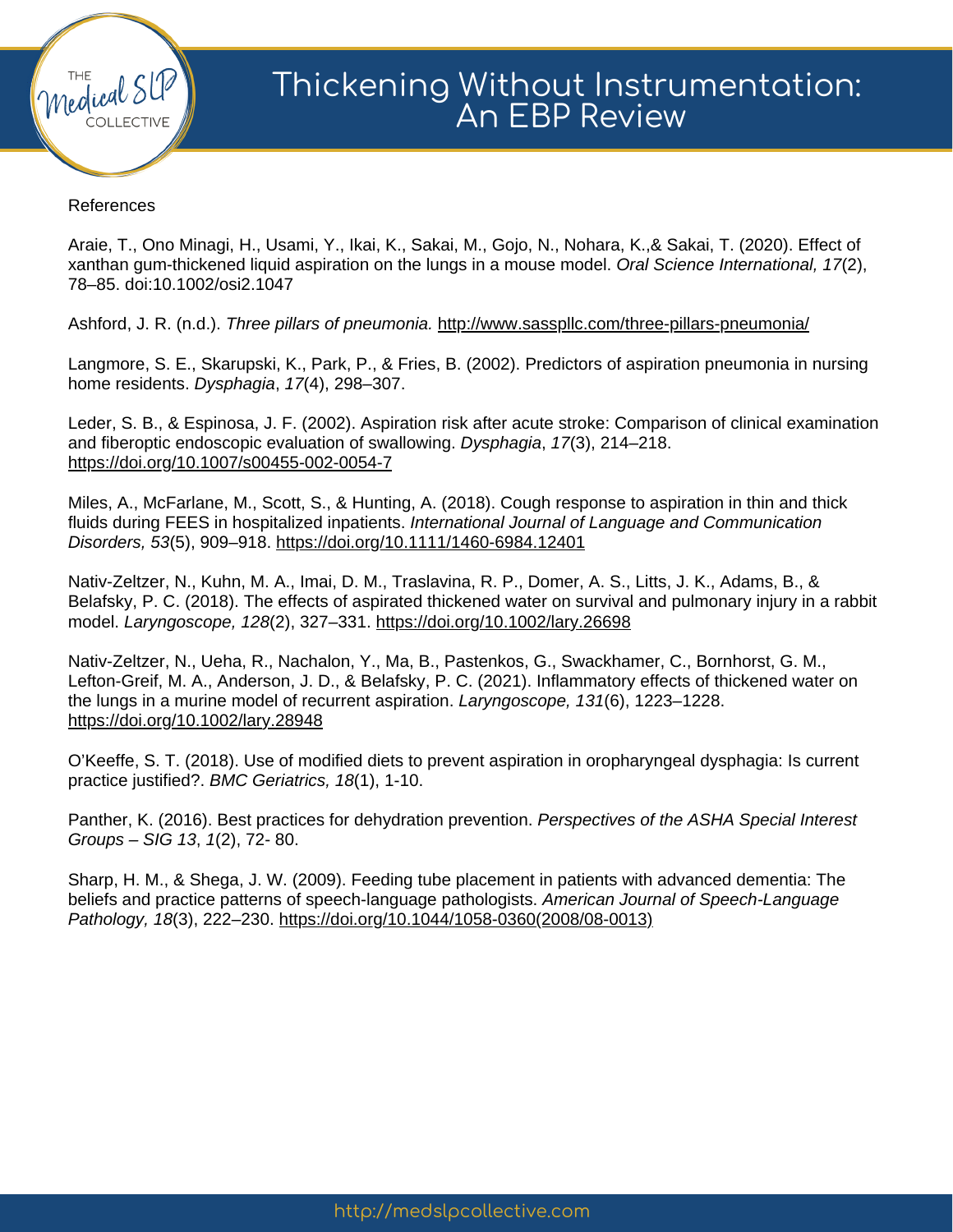References

Araie, T., Ono Minagi, H., Usami, Y., Ikai, K., Sakai, M., Gojo, N., Nohara, K.,& Sakai, T. (2020). Effect of xanthan gum-thickened liquid aspiration on the lungs in a mouse model. *Oral Science International, 17*(2), 78–85. doi:10.1002/osi2.1047

Ashford, J. R. (n.d.). *Three pillars of pneumonia.* http://www.sasspllc.com/three-pillars-pneumonia/

Langmore, S. E., Skarupski, K., Park, P., & Fries, B. (2002). Predictors of aspiration pneumonia in nursing home residents. *Dysphagia*, *17*(4), 298–307.

Leder, S. B., & Espinosa, J. F. (2002). Aspiration risk after acute stroke: Comparison of clinical examination and fiberoptic endoscopic evaluation of swallowing. *Dysphagia*, *17*(3), 214–218. https://doi.org/10.1007/s00455-002-0054-7

Miles, A., McFarlane, M., Scott, S., & Hunting, A. (2018). Cough response to aspiration in thin and thick fluids during FEES in hospitalized inpatients. *International Journal of Language and Communication Disorders, 53*(5), 909–918. https://doi.org/10.1111/1460-6984.12401

Nativ-Zeltzer, N., Kuhn, M. A., Imai, D. M., Traslavina, R. P., Domer, A. S., Litts, J. K., Adams, B., & Belafsky, P. C. (2018). The effects of aspirated thickened water on survival and pulmonary injury in a rabbit model. *Laryngoscope, 128*(2), 327–331. https://doi.org/10.1002/lary.26698

Nativ-Zeltzer, N., Ueha, R., Nachalon, Y., Ma, B., Pastenkos, G., Swackhamer, C., Bornhorst, G. M., Lefton-Greif, M. A., Anderson, J. D., & Belafsky, P. C. (2021). Inflammatory effects of thickened water on the lungs in a murine model of recurrent aspiration. *Laryngoscope, 131*(6), 1223–1228. https://doi.org/10.1002/lary.28948

O'Keeffe, S. T. (2018). Use of modified diets to prevent aspiration in oropharyngeal dysphagia: Is current practice justified?. *BMC Geriatrics, 18*(1), 1-10.

Panther, K. (2016). Best practices for dehydration prevention. *Perspectives of the ASHA Special Interest Groups – SIG 13*, *1*(2), 72- 80.

Sharp, H. M., & Shega, J. W. (2009). Feeding tube placement in patients with advanced dementia: The beliefs and practice patterns of speech-language pathologists. *American Journal of Speech-Language Pathology, 18*(3), 222–230. https://doi.org/10.1044/1058-0360(2008/08-0013)